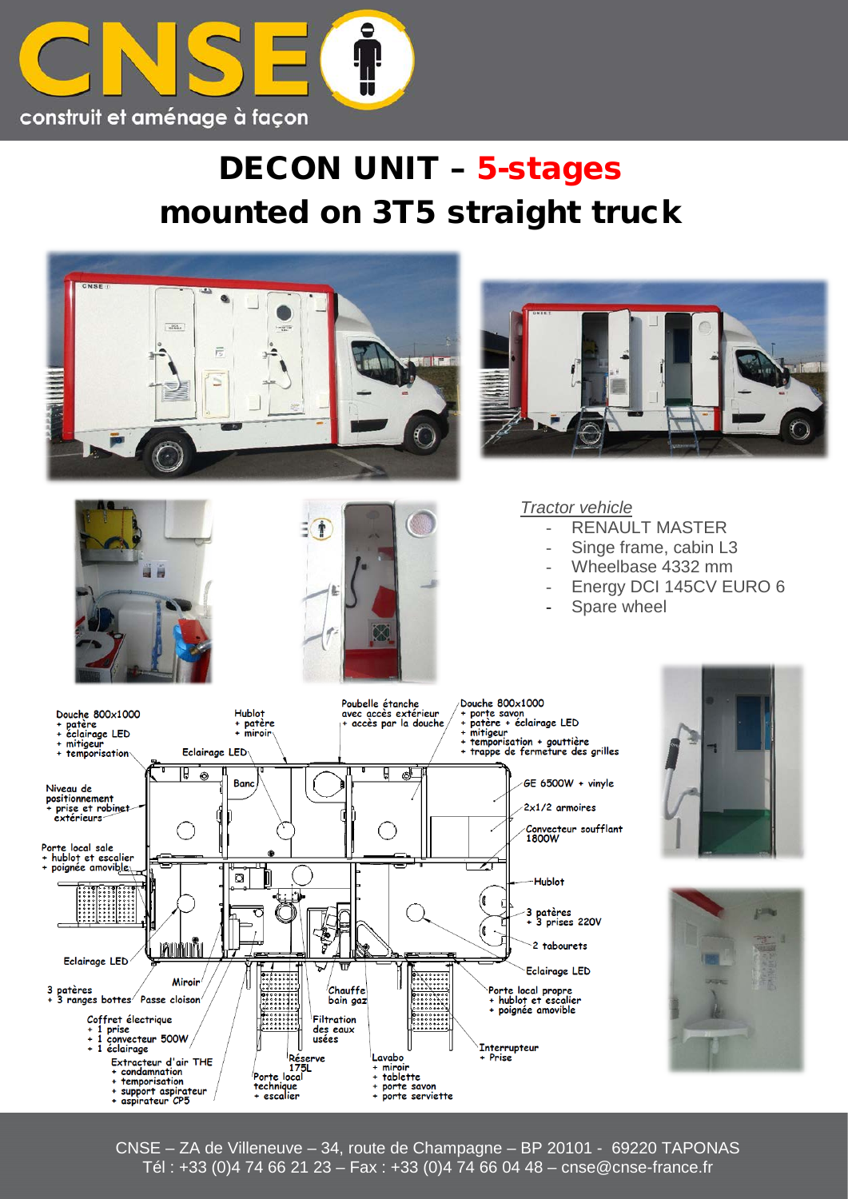CNSE

construit et aménage à façon

# DECON UNIT – 5-stages mounted on 3T5 straight truck

*Tractor vehicle*

- RENAULT MASTER
- Singe frame, cabin L3
- Wheelbase 4332 mm
- Energy DCI 145CV EURO 6
- Spare wheel

Douche 800x1000
+ patère
+ éclairage LED
+ mitigeur
+ temporisation

Hublot
+ patère
+ miroir

Eclairage LED

Poubelle étanche avec accès extérieur
+ accès par la douche

Douche 800x1000
+ porte savon
+ patère + éclairage LED
+ mitigeur
+ temporisation + gouttière
+ trappe de fermeture des grilles

Banc

Niveau de positionnement
+ prise et robinet extérieurs

GE 6500W + vinyle

2x1/2 armoires

Convecteur soufflant 1800W

Porte local sale
+ hublot et escalier
+ poignée amovible

Hublot

3 patères
+ 3 prises 220V

2 tabourets

Eclairage LED

Eclairage LED

Miroir

3 patères
+ 3 ranges bottes

Passe cloison

Chauffe bain gaz

Porte local propre
+ hublot et escalier
+ poignée amovible

Coffret électrique
+ 1 prise
+ 1 convecteur 500W
+ 1 éclairage

Filtration des eaux usées

Interrupteur
+ Prise

Extracteur d'air THE
+ condamnation
+ temporisation
+ support aspirateur
+ aspirateur CP5

Réserve 175L

Porte local technique
+ escalier

Lavabo
+ miroir
+ tablette
+ porte savon
+ porte serviette

CNSE – ZA de Villeneuve – 34, route de Champagne – BP 20101 - 69220 TAPONAS
Tél : +33 (0)4 74 66 21 23 – Fax : +33 (0)4 74 66 04 48 – cnse@cnse-france.fr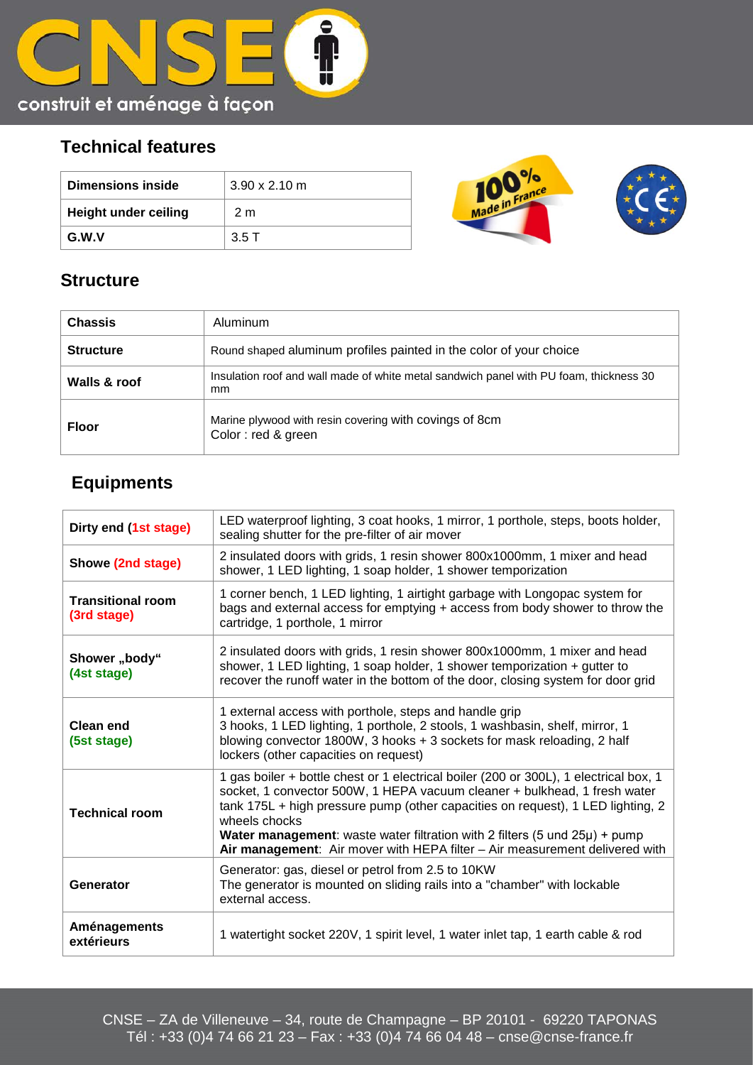## Technical features

| Dimensions inside | 3.90 x 2.10 m |
|---|---|
| Height under ceiling | 2 m |
| G.W.V | 3.5 T |

## Structure

| Chassis | Aluminum |
|---|---|
| Structure | Round shaped aluminum profiles painted in the color of your choice |
| Walls & roof | Insulation roof and wall made of white metal sandwich panel with PU foam, thickness 30 mm |
| Floor | Marine plywood with resin covering with covings of 8cm<br>Color : red & green |

## Equipments

| Dirty end (1st stage) | LED waterproof lighting, 3 coat hooks, 1 mirror, 1 porthole, steps, boots holder, sealing shutter for the pre-filter of air mover |
|---|---|
| Showe (2nd stage) | 2 insulated doors with grids, 1 resin shower 800x1000mm, 1 mixer and head shower, 1 LED lighting, 1 soap holder, 1 shower temporization |
| Transitional room (3rd stage) | 1 corner bench, 1 LED lighting, 1 airtight garbage with Longopac system for bags and external access for emptying + access from body shower to throw the cartridge, 1 porthole, 1 mirror |
| Shower „body“ (4st stage) | 2 insulated doors with grids, 1 resin shower 800x1000mm, 1 mixer and head shower, 1 LED lighting, 1 soap holder, 1 shower temporization + gutter to recover the runoff water in the bottom of the door, closing system for door grid |
| Clean end (5st stage) | 1 external access with porthole, steps and handle grip<br>3 hooks, 1 LED lighting, 1 porthole, 2 stools, 1 washbasin, shelf, mirror, 1 blowing convector 1800W, 3 hooks + 3 sockets for mask reloading, 2 half lockers (other capacities on request) |
| Technical room | 1 gas boiler + bottle chest or 1 electrical boiler (200 or 300L), 1 electrical box, 1 socket, 1 convector 500W, 1 HEPA vacuum cleaner + bulkhead, 1 fresh water tank 175L + high pressure pump (other capacities on request), 1 LED lighting, 2 wheels chocks<br>**Water management**: waste water filtration with 2 filters (5 und 25µ) + pump<br>**Air management**: Air mover with HEPA filter – Air measurement delivered with |
| Generator | Generator: gas, diesel or petrol from 2.5 to 10KW<br>The generator is mounted on sliding rails into a "chamber" with lockable external access. |
| Aménagements extérieurs | 1 watertight socket 220V, 1 spirit level, 1 water inlet tap, 1 earth cable & rod |

CNSE – ZA de Villeneuve – 34, route de Champagne – BP 20101 - 69220 TAPONAS
Tél : +33 (0)4 74 66 21 23 – Fax : +33 (0)4 74 66 04 48 – cnse@cnse-france.fr